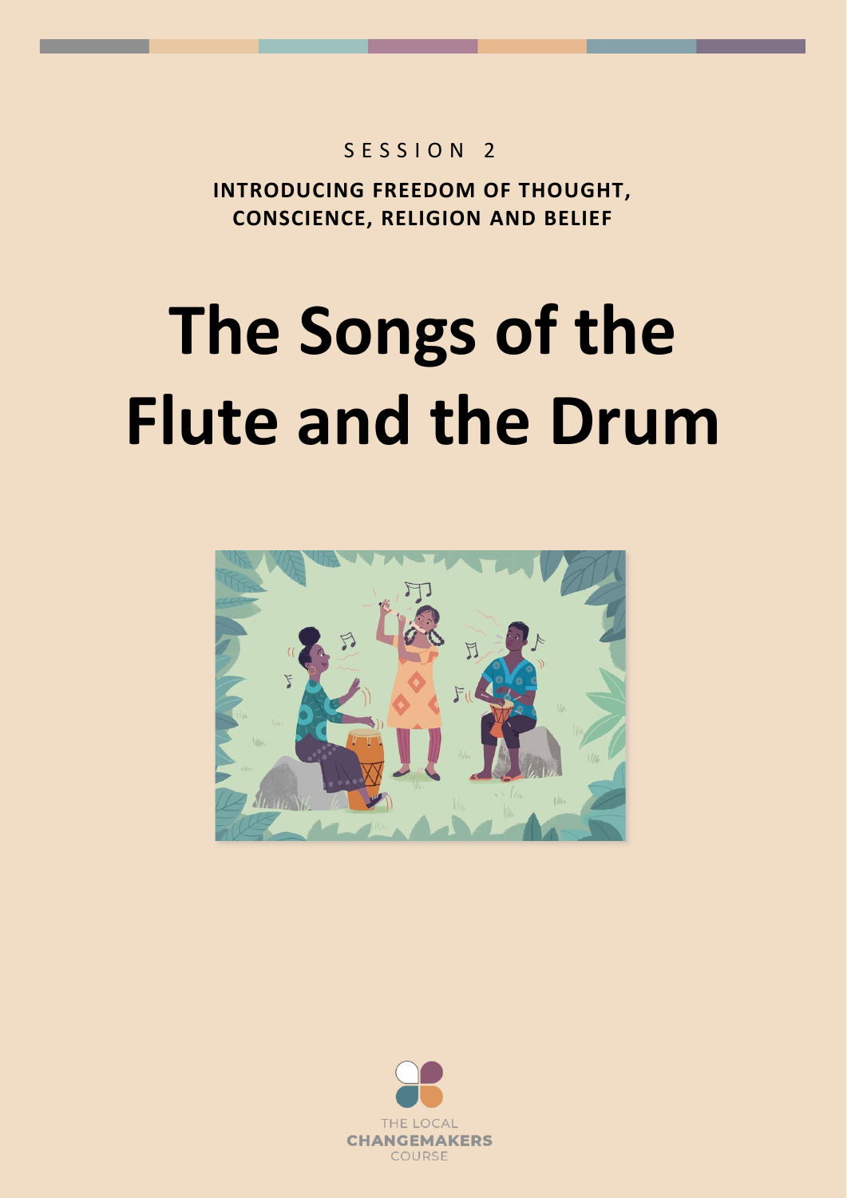SESSION 2

**INTRODUCING FREEDOM OF THOUGHT, CONSCIENCE, RELIGION AND BELIEF**

# The Songs of the Flute and the Drum

THE LOCAL **CHANGEMAKERS** COURSE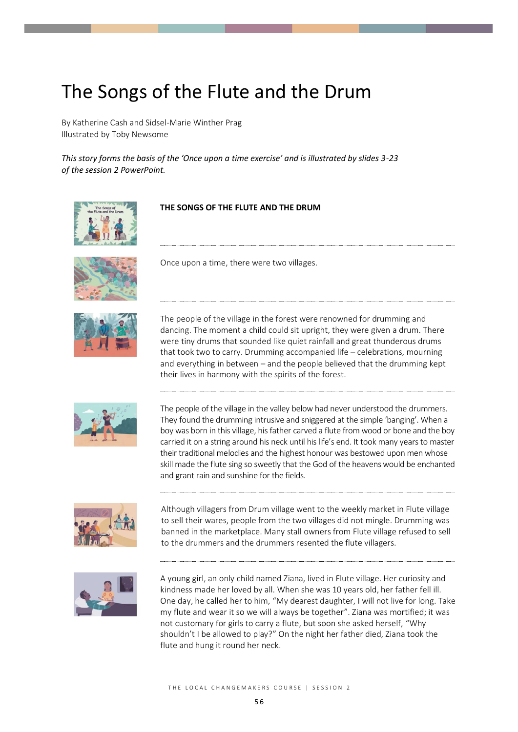# The Songs of the Flute and the Drum

By Katherine Cash and Sidsel-Marie Winther Prag
Illustrated by Toby Newsome

*This story forms the basis of the 'Once upon a time exercise' and is illustrated by slides 3-23 of the session 2 PowerPoint.*

**THE SONGS OF THE FLUTE AND THE DRUM**

Once upon a time, there were two villages.

The people of the village in the forest were renowned for drumming and dancing. The moment a child could sit upright, they were given a drum. There were tiny drums that sounded like quiet rainfall and great thunderous drums that took two to carry. Drumming accompanied life – celebrations, mourning and everything in between – and the people believed that the drumming kept their lives in harmony with the spirits of the forest.

The people of the village in the valley below had never understood the drummers. They found the drumming intrusive and sniggered at the simple 'banging'. When a boy was born in this village, his father carved a flute from wood or bone and the boy carried it on a string around his neck until his life's end. It took many years to master their traditional melodies and the highest honour was bestowed upon men whose skill made the flute sing so sweetly that the God of the heavens would be enchanted and grant rain and sunshine for the fields.

Although villagers from Drum village went to the weekly market in Flute village to sell their wares, people from the two villages did not mingle. Drumming was banned in the marketplace. Many stall owners from Flute village refused to sell to the drummers and the drummers resented the flute villagers.

A young girl, an only child named Ziana, lived in Flute village. Her curiosity and kindness made her loved by all. When she was 10 years old, her father fell ill. One day, he called her to him, "My dearest daughter, I will not live for long. Take my flute and wear it so we will always be together". Ziana was mortified; it was not customary for girls to carry a flute, but soon she asked herself, "Why shouldn't I be allowed to play?" On the night her father died, Ziana took the flute and hung it round her neck.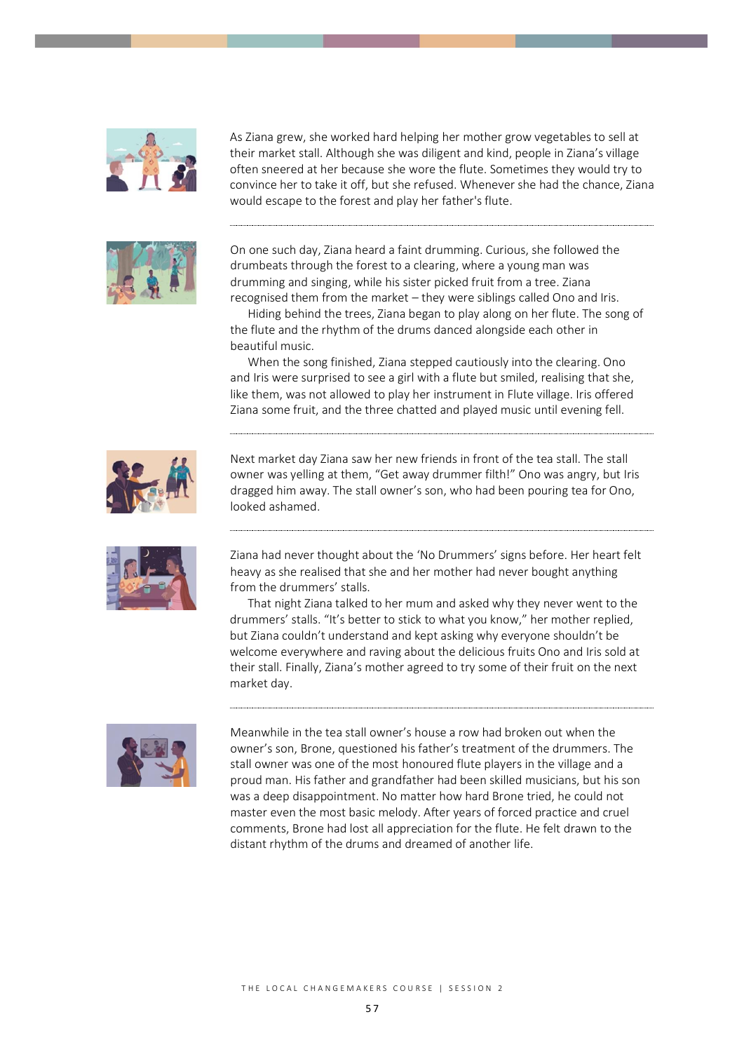As Ziana grew, she worked hard helping her mother grow vegetables to sell at their market stall. Although she was diligent and kind, people in Ziana's village often sneered at her because she wore the flute. Sometimes they would try to convince her to take it off, but she refused. Whenever she had the chance, Ziana would escape to the forest and play her father's flute.

---

On one such day, Ziana heard a faint drumming. Curious, she followed the drumbeats through the forest to a clearing, where a young man was drumming and singing, while his sister picked fruit from a tree. Ziana recognised them from the market – they were siblings called Ono and Iris.

Hiding behind the trees, Ziana began to play along on her flute. The song of the flute and the rhythm of the drums danced alongside each other in beautiful music.

When the song finished, Ziana stepped cautiously into the clearing. Ono and Iris were surprised to see a girl with a flute but smiled, realising that she, like them, was not allowed to play her instrument in Flute village. Iris offered Ziana some fruit, and the three chatted and played music until evening fell.

---

Next market day Ziana saw her new friends in front of the tea stall. The stall owner was yelling at them, "Get away drummer filth!" Ono was angry, but Iris dragged him away. The stall owner's son, who had been pouring tea for Ono, looked ashamed.

---

Ziana had never thought about the 'No Drummers' signs before. Her heart felt heavy as she realised that she and her mother had never bought anything from the drummers' stalls.

That night Ziana talked to her mum and asked why they never went to the drummers' stalls. "It's better to stick to what you know," her mother replied, but Ziana couldn't understand and kept asking why everyone shouldn't be welcome everywhere and raving about the delicious fruits Ono and Iris sold at their stall. Finally, Ziana's mother agreed to try some of their fruit on the next market day.

---

Meanwhile in the tea stall owner's house a row had broken out when the owner's son, Brone, questioned his father's treatment of the drummers. The stall owner was one of the most honoured flute players in the village and a proud man. His father and grandfather had been skilled musicians, but his son was a deep disappointment. No matter how hard Brone tried, he could not master even the most basic melody. After years of forced practice and cruel comments, Brone had lost all appreciation for the flute. He felt drawn to the distant rhythm of the drums and dreamed of another life.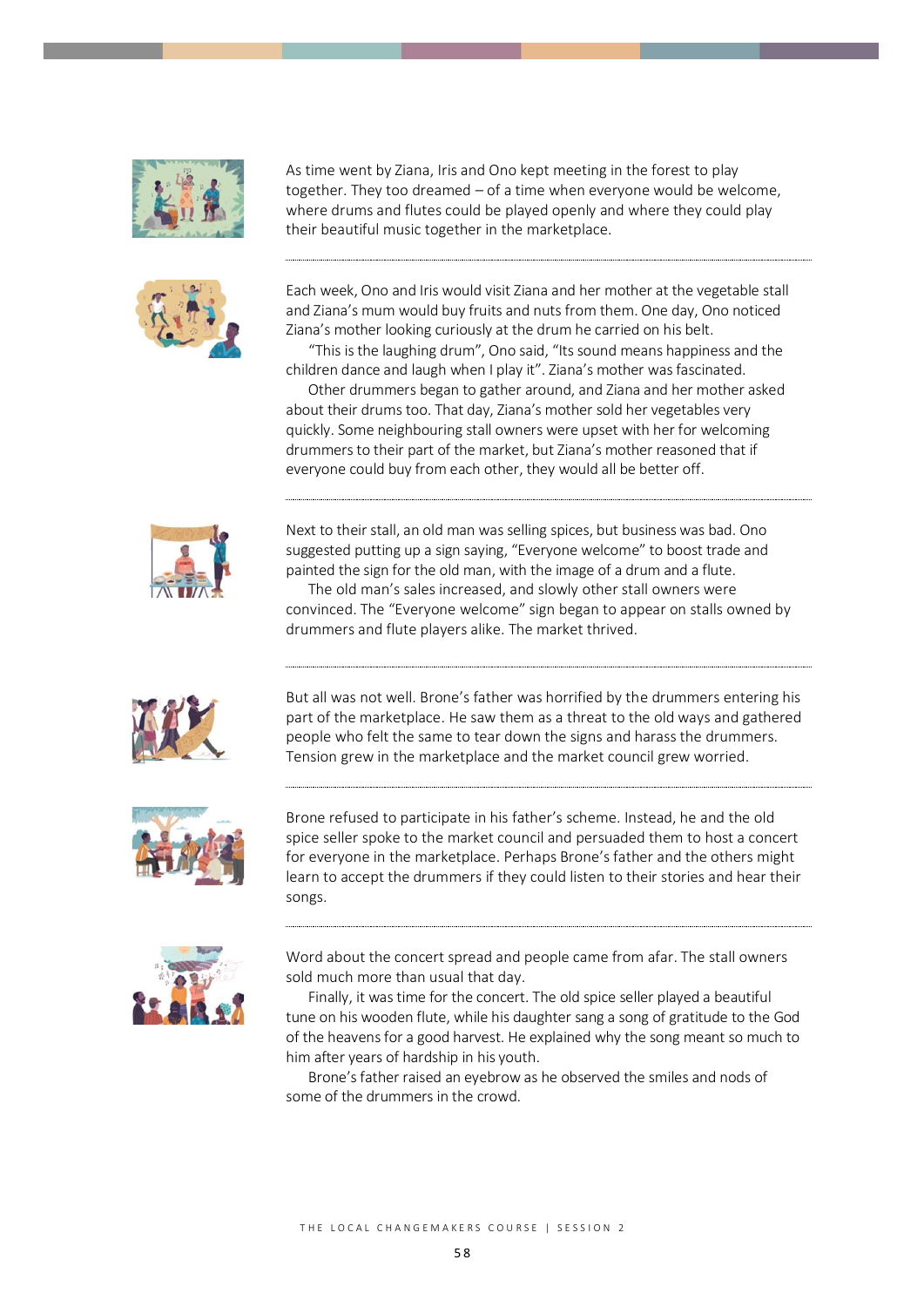As time went by Ziana, Iris and Ono kept meeting in the forest to play together. They too dreamed – of a time when everyone would be welcome, where drums and flutes could be played openly and where they could play their beautiful music together in the marketplace.

---

Each week, Ono and Iris would visit Ziana and her mother at the vegetable stall and Ziana's mum would buy fruits and nuts from them. One day, Ono noticed Ziana's mother looking curiously at the drum he carried on his belt.

"This is the laughing drum", Ono said, "Its sound means happiness and the children dance and laugh when I play it". Ziana's mother was fascinated.

Other drummers began to gather around, and Ziana and her mother asked about their drums too. That day, Ziana's mother sold her vegetables very quickly. Some neighbouring stall owners were upset with her for welcoming drummers to their part of the market, but Ziana's mother reasoned that if everyone could buy from each other, they would all be better off.

---

Next to their stall, an old man was selling spices, but business was bad. Ono suggested putting up a sign saying, "Everyone welcome" to boost trade and painted the sign for the old man, with the image of a drum and a flute.

The old man's sales increased, and slowly other stall owners were convinced. The "Everyone welcome" sign began to appear on stalls owned by drummers and flute players alike. The market thrived.

---

But all was not well. Brone's father was horrified by the drummers entering his part of the marketplace. He saw them as a threat to the old ways and gathered people who felt the same to tear down the signs and harass the drummers. Tension grew in the marketplace and the market council grew worried.

---

Brone refused to participate in his father's scheme. Instead, he and the old spice seller spoke to the market council and persuaded them to host a concert for everyone in the marketplace. Perhaps Brone's father and the others might learn to accept the drummers if they could listen to their stories and hear their songs.

---

Word about the concert spread and people came from afar. The stall owners sold much more than usual that day.

Finally, it was time for the concert. The old spice seller played a beautiful tune on his wooden flute, while his daughter sang a song of gratitude to the God of the heavens for a good harvest. He explained why the song meant so much to him after years of hardship in his youth.

Brone's father raised an eyebrow as he observed the smiles and nods of some of the drummers in the crowd.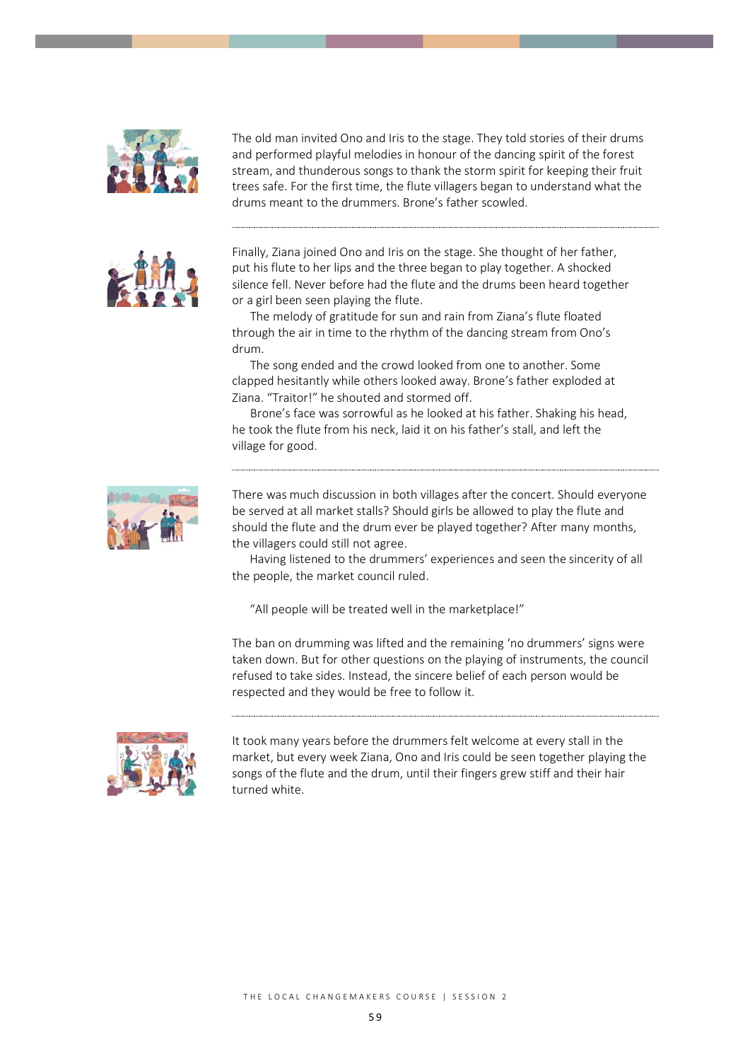The old man invited Ono and Iris to the stage. They told stories of their drums and performed playful melodies in honour of the dancing spirit of the forest stream, and thunderous songs to thank the storm spirit for keeping their fruit trees safe. For the first time, the flute villagers began to understand what the drums meant to the drummers. Brone's father scowled.

---

Finally, Ziana joined Ono and Iris on the stage. She thought of her father, put his flute to her lips and the three began to play together. A shocked silence fell. Never before had the flute and the drums been heard together or a girl been seen playing the flute.

The melody of gratitude for sun and rain from Ziana's flute floated through the air in time to the rhythm of the dancing stream from Ono's drum.

The song ended and the crowd looked from one to another. Some clapped hesitantly while others looked away. Brone's father exploded at Ziana. "Traitor!" he shouted and stormed off.

Brone's face was sorrowful as he looked at his father. Shaking his head, he took the flute from his neck, laid it on his father's stall, and left the village for good.

---

There was much discussion in both villages after the concert. Should everyone be served at all market stalls? Should girls be allowed to play the flute and should the flute and the drum ever be played together? After many months, the villagers could still not agree.

Having listened to the drummers' experiences and seen the sincerity of all the people, the market council ruled.

"All people will be treated well in the marketplace!"

The ban on drumming was lifted and the remaining 'no drummers' signs were taken down. But for other questions on the playing of instruments, the council refused to take sides. Instead, the sincere belief of each person would be respected and they would be free to follow it.

---

It took many years before the drummers felt welcome at every stall in the market, but every week Ziana, Ono and Iris could be seen together playing the songs of the flute and the drum, until their fingers grew stiff and their hair turned white.